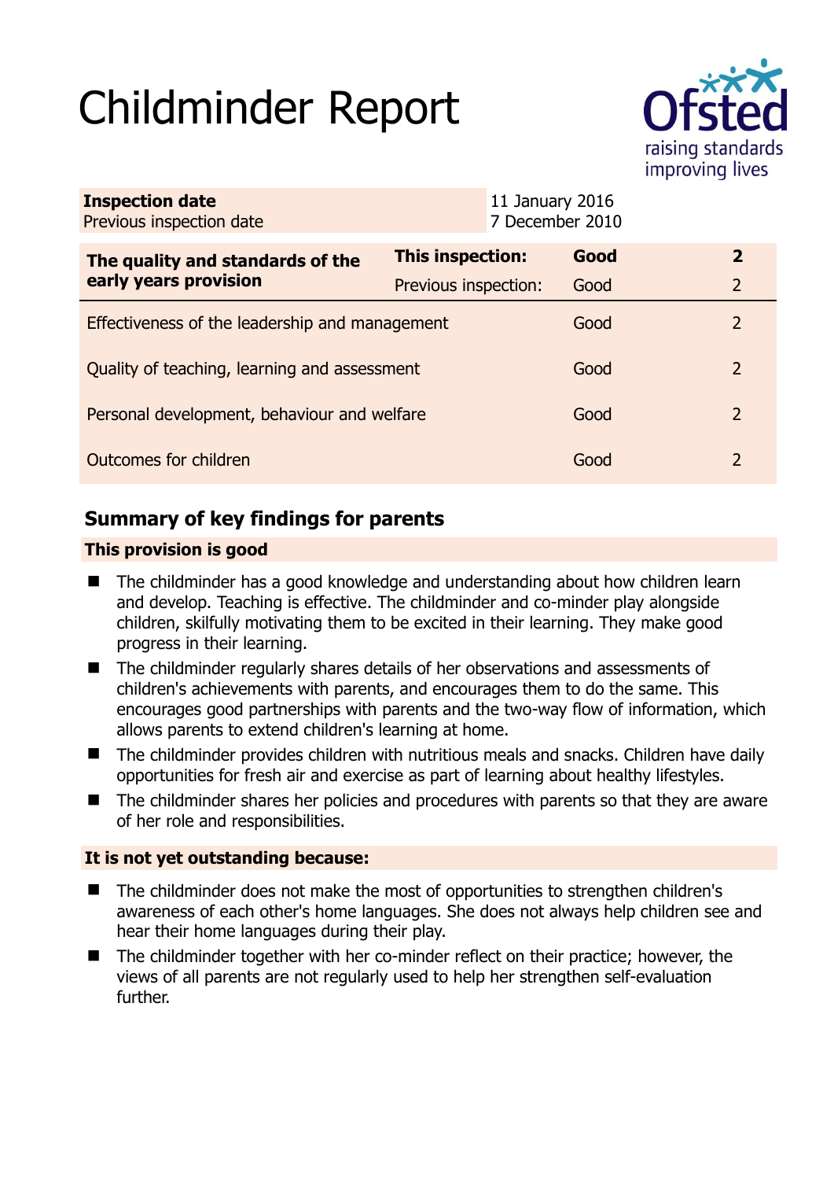# Childminder Report

Ofsted
raising standards
improving lives

| **Inspection date** | 11 January 2016 |
| --- | --- |
| Previous inspection date | 7 December 2010 |

| **The quality and standards of the early years provision** | **This inspection:** | **Good** | **2** |
| --- | --- | --- | --- |
| | Previous inspection: | Good | 2 |
| Effectiveness of the leadership and management | | Good | 2 |
| Quality of teaching, learning and assessment | | Good | 2 |
| Personal development, behaviour and welfare | | Good | 2 |
| Outcomes for children | | Good | 2 |

## Summary of key findings for parents

**This provision is good**

- The childminder has a good knowledge and understanding about how children learn and develop. Teaching is effective. The childminder and co-minder play alongside children, skilfully motivating them to be excited in their learning. They make good progress in their learning.
- The childminder regularly shares details of her observations and assessments of children's achievements with parents, and encourages them to do the same. This encourages good partnerships with parents and the two-way flow of information, which allows parents to extend children's learning at home.
- The childminder provides children with nutritious meals and snacks. Children have daily opportunities for fresh air and exercise as part of learning about healthy lifestyles.
- The childminder shares her policies and procedures with parents so that they are aware of her role and responsibilities.

**It is not yet outstanding because:**

- The childminder does not make the most of opportunities to strengthen children's awareness of each other's home languages. She does not always help children see and hear their home languages during their play.
- The childminder together with her co-minder reflect on their practice; however, the views of all parents are not regularly used to help her strengthen self-evaluation further.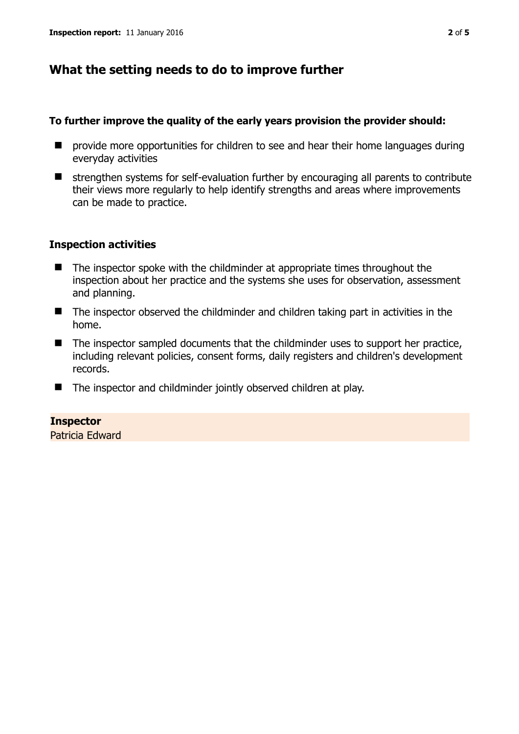## What the setting needs to do to improve further

**To further improve the quality of the early years provision the provider should:**

- provide more opportunities for children to see and hear their home languages during everyday activities
- strengthen systems for self-evaluation further by encouraging all parents to contribute their views more regularly to help identify strengths and areas where improvements can be made to practice.

### Inspection activities

- The inspector spoke with the childminder at appropriate times throughout the inspection about her practice and the systems she uses for observation, assessment and planning.
- The inspector observed the childminder and children taking part in activities in the home.
- The inspector sampled documents that the childminder uses to support her practice, including relevant policies, consent forms, daily registers and children's development records.
- The inspector and childminder jointly observed children at play.

**Inspector**
Patricia Edward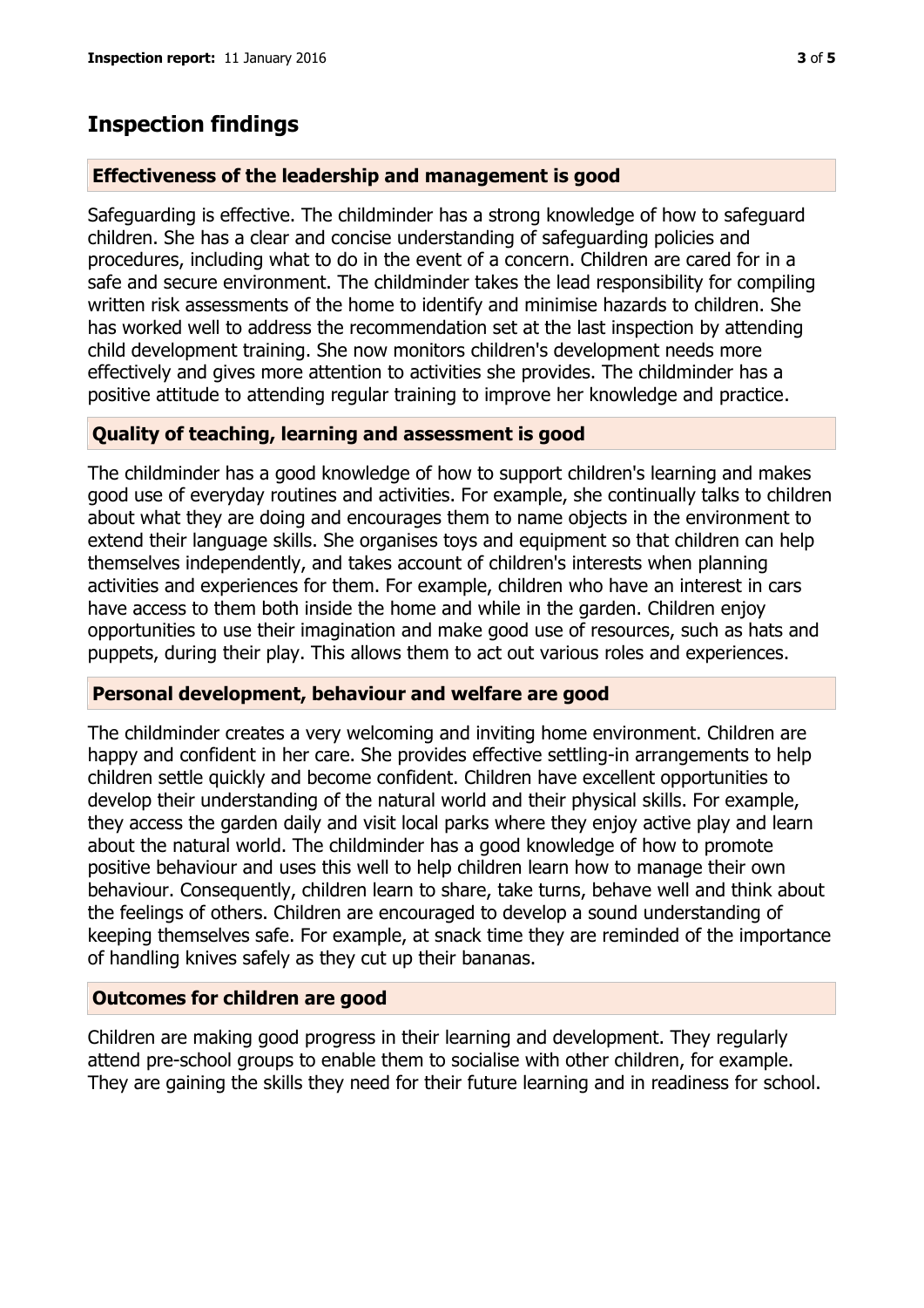## Inspection findings

### Effectiveness of the leadership and management is good

Safeguarding is effective. The childminder has a strong knowledge of how to safeguard children. She has a clear and concise understanding of safeguarding policies and procedures, including what to do in the event of a concern. Children are cared for in a safe and secure environment. The childminder takes the lead responsibility for compiling written risk assessments of the home to identify and minimise hazards to children. She has worked well to address the recommendation set at the last inspection by attending child development training. She now monitors children's development needs more effectively and gives more attention to activities she provides. The childminder has a positive attitude to attending regular training to improve her knowledge and practice.

### Quality of teaching, learning and assessment is good

The childminder has a good knowledge of how to support children's learning and makes good use of everyday routines and activities. For example, she continually talks to children about what they are doing and encourages them to name objects in the environment to extend their language skills. She organises toys and equipment so that children can help themselves independently, and takes account of children's interests when planning activities and experiences for them. For example, children who have an interest in cars have access to them both inside the home and while in the garden. Children enjoy opportunities to use their imagination and make good use of resources, such as hats and puppets, during their play. This allows them to act out various roles and experiences.

### Personal development, behaviour and welfare are good

The childminder creates a very welcoming and inviting home environment. Children are happy and confident in her care. She provides effective settling-in arrangements to help children settle quickly and become confident. Children have excellent opportunities to develop their understanding of the natural world and their physical skills. For example, they access the garden daily and visit local parks where they enjoy active play and learn about the natural world. The childminder has a good knowledge of how to promote positive behaviour and uses this well to help children learn how to manage their own behaviour. Consequently, children learn to share, take turns, behave well and think about the feelings of others. Children are encouraged to develop a sound understanding of keeping themselves safe. For example, at snack time they are reminded of the importance of handling knives safely as they cut up their bananas.

### Outcomes for children are good

Children are making good progress in their learning and development. They regularly attend pre-school groups to enable them to socialise with other children, for example. They are gaining the skills they need for their future learning and in readiness for school.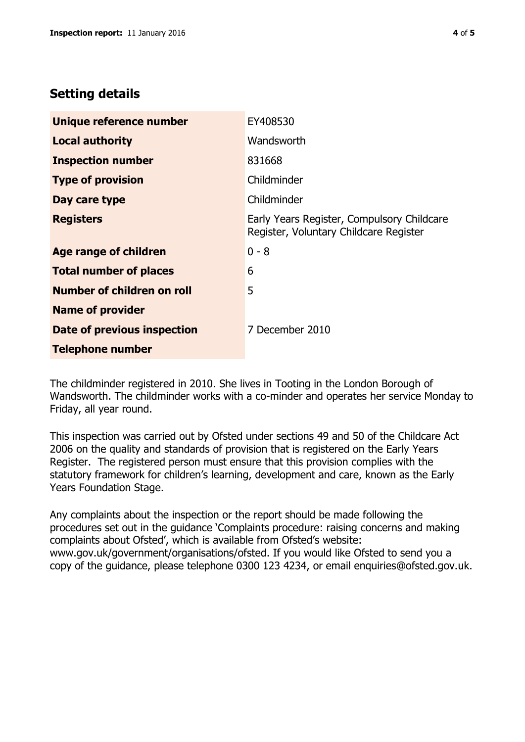## Setting details

| | |
|---|---|
| **Unique reference number** | EY408530 |
| **Local authority** | Wandsworth |
| **Inspection number** | 831668 |
| **Type of provision** | Childminder |
| **Day care type** | Childminder |
| **Registers** | Early Years Register, Compulsory Childcare Register, Voluntary Childcare Register |
| **Age range of children** | 0 - 8 |
| **Total number of places** | 6 |
| **Number of children on roll** | 5 |
| **Name of provider** | |
| **Date of previous inspection** | 7 December 2010 |
| **Telephone number** | |

The childminder registered in 2010. She lives in Tooting in the London Borough of Wandsworth. The childminder works with a co-minder and operates her service Monday to Friday, all year round.

This inspection was carried out by Ofsted under sections 49 and 50 of the Childcare Act 2006 on the quality and standards of provision that is registered on the Early Years Register. The registered person must ensure that this provision complies with the statutory framework for children's learning, development and care, known as the Early Years Foundation Stage.

Any complaints about the inspection or the report should be made following the procedures set out in the guidance 'Complaints procedure: raising concerns and making complaints about Ofsted', which is available from Ofsted's website: www.gov.uk/government/organisations/ofsted. If you would like Ofsted to send you a copy of the guidance, please telephone 0300 123 4234, or email enquiries@ofsted.gov.uk.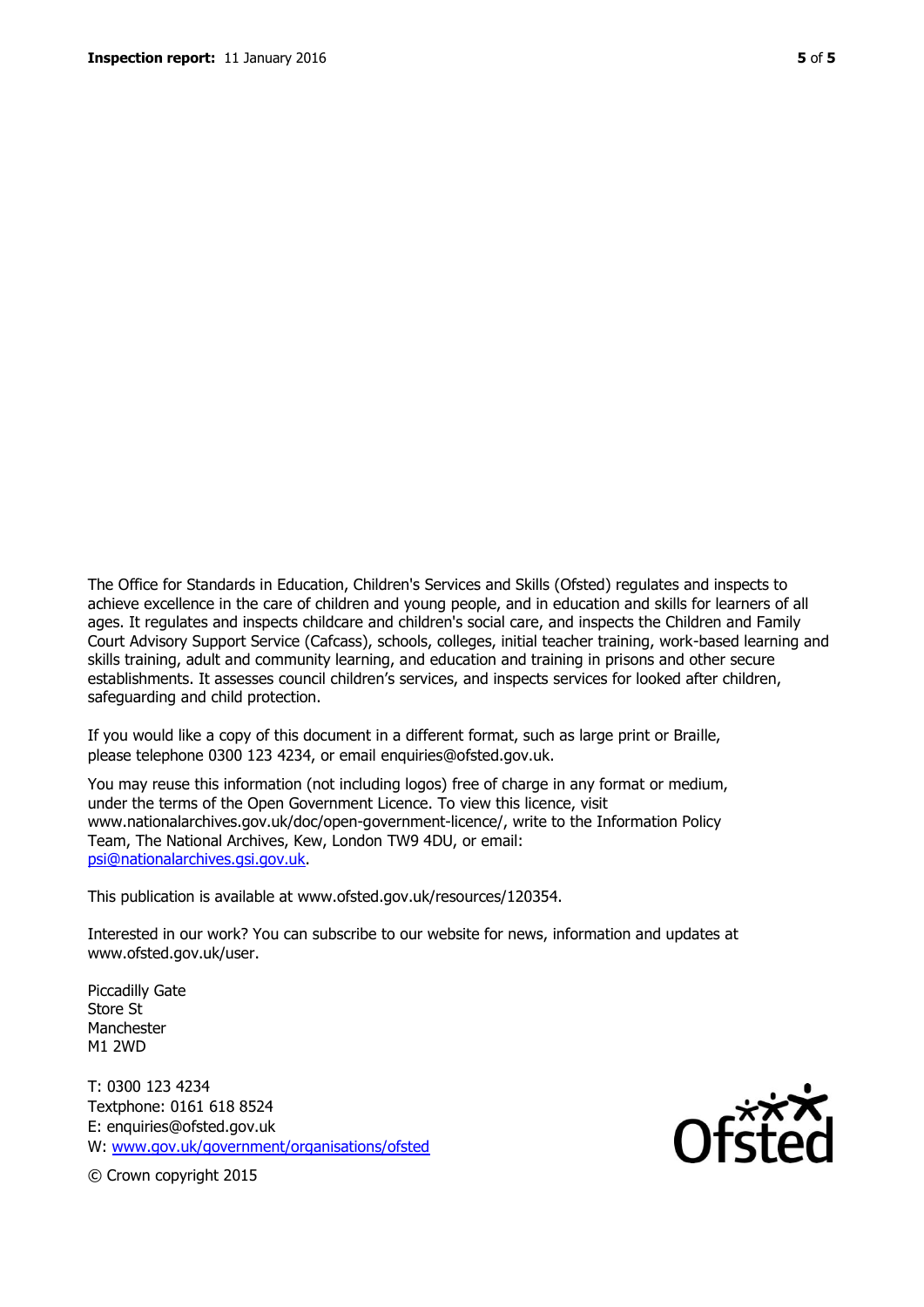The Office for Standards in Education, Children's Services and Skills (Ofsted) regulates and inspects to achieve excellence in the care of children and young people, and in education and skills for learners of all ages. It regulates and inspects childcare and children's social care, and inspects the Children and Family Court Advisory Support Service (Cafcass), schools, colleges, initial teacher training, work-based learning and skills training, adult and community learning, and education and training in prisons and other secure establishments. It assesses council children's services, and inspects services for looked after children, safeguarding and child protection.

If you would like a copy of this document in a different format, such as large print or Braille, please telephone 0300 123 4234, or email enquiries@ofsted.gov.uk.

You may reuse this information (not including logos) free of charge in any format or medium, under the terms of the Open Government Licence. To view this licence, visit www.nationalarchives.gov.uk/doc/open-government-licence/, write to the Information Policy Team, The National Archives, Kew, London TW9 4DU, or email: [psi@nationalarchives.gsi.gov.uk](mailto:psi@nationalarchives.gsi.gov.uk).

This publication is available at www.ofsted.gov.uk/resources/120354.

Interested in our work? You can subscribe to our website for news, information and updates at www.ofsted.gov.uk/user.

Piccadilly Gate
Store St
Manchester
M1 2WD

T: 0300 123 4234
Textphone: 0161 618 8524
E: enquiries@ofsted.gov.uk
W: [www.gov.uk/government/organisations/ofsted](http://www.gov.uk/government/organisations/ofsted)

© Crown copyright 2015